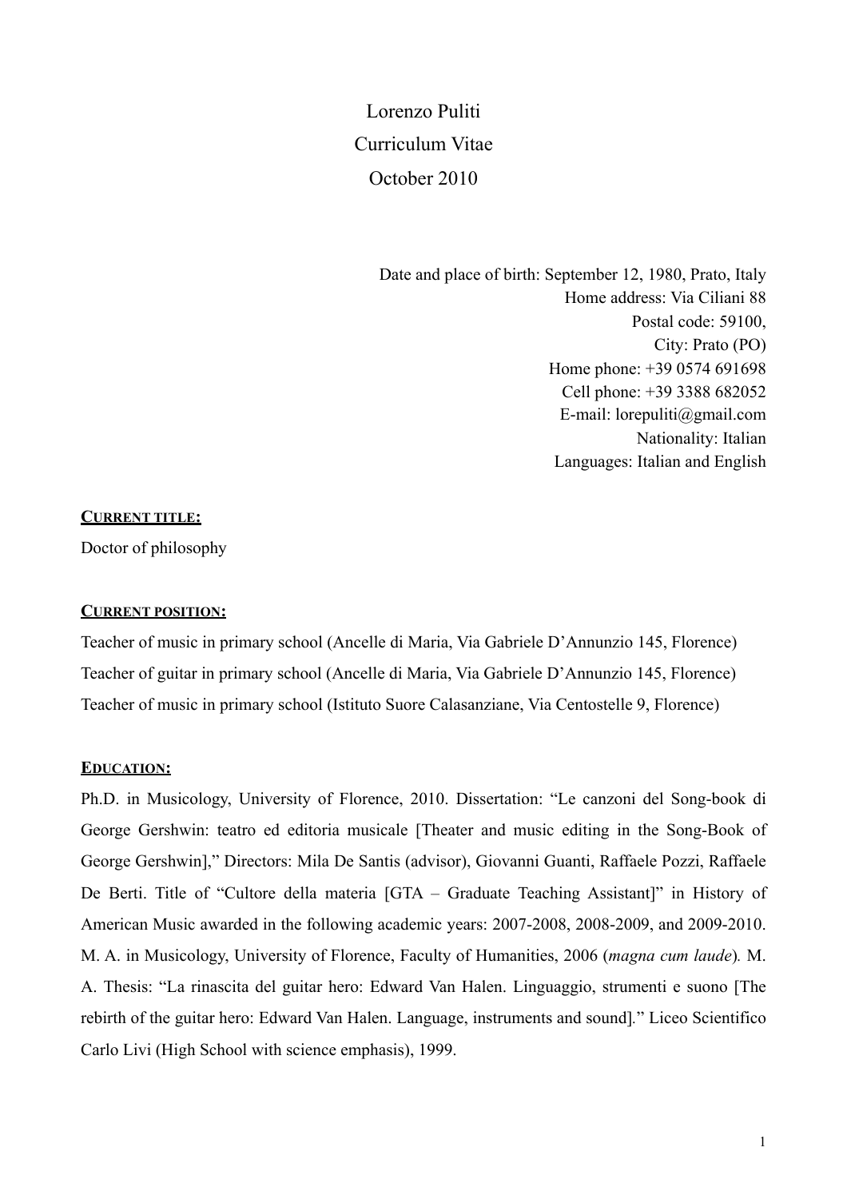# Lorenzo Puliti
# Curriculum Vitae
# October 2010

Date and place of birth: September 12, 1980, Prato, Italy
Home address: Via Ciliani 88
Postal code: 59100,
City: Prato (PO)
Home phone: +39 0574 691698
Cell phone: +39 3388 682052
E-mail: lorepuliti@gmail.com
Nationality: Italian
Languages: Italian and English

## CURRENT TITLE:

Doctor of philosophy

## CURRENT POSITION:

Teacher of music in primary school (Ancelle di Maria, Via Gabriele D'Annunzio 145, Florence)
Teacher of guitar in primary school (Ancelle di Maria, Via Gabriele D'Annunzio 145, Florence)
Teacher of music in primary school (Istituto Suore Calasanziane, Via Centostelle 9, Florence)

## EDUCATION:

Ph.D. in Musicology, University of Florence, 2010. Dissertation: "Le canzoni del Song-book di George Gershwin: teatro ed editoria musicale [Theater and music editing in the Song-Book of George Gershwin]," Directors: Mila De Santis (advisor), Giovanni Guanti, Raffaele Pozzi, Raffaele De Berti. Title of "Cultore della materia [GTA – Graduate Teaching Assistant]" in History of American Music awarded in the following academic years: 2007-2008, 2008-2009, and 2009-2010. M. A. in Musicology, University of Florence, Faculty of Humanities, 2006 (*magna cum laude*). M. A. Thesis: "La rinascita del guitar hero: Edward Van Halen. Linguaggio, strumenti e suono [The rebirth of the guitar hero: Edward Van Halen. Language, instruments and sound]." Liceo Scientifico Carlo Livi (High School with science emphasis), 1999.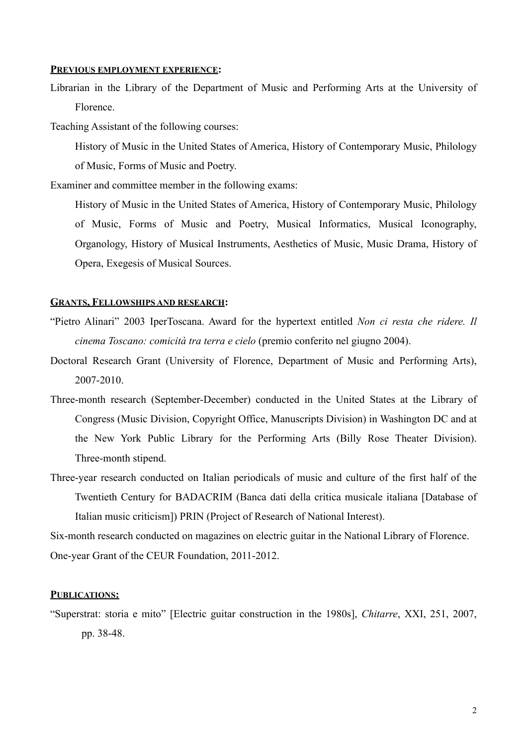## PREVIOUS EMPLOYMENT EXPERIENCE:

Librarian in the Library of the Department of Music and Performing Arts at the University of Florence.

Teaching Assistant of the following courses:

History of Music in the United States of America, History of Contemporary Music, Philology of Music, Forms of Music and Poetry.

Examiner and committee member in the following exams:

History of Music in the United States of America, History of Contemporary Music, Philology of Music, Forms of Music and Poetry, Musical Informatics, Musical Iconography, Organology, History of Musical Instruments, Aesthetics of Music, Music Drama, History of Opera, Exegesis of Musical Sources.

## GRANTS, FELLOWSHIPS AND RESEARCH:

"Pietro Alinari" 2003 IperToscana. Award for the hypertext entitled *Non ci resta che ridere. Il cinema Toscano: comicità tra terra e cielo* (premio conferito nel giugno 2004).

Doctoral Research Grant (University of Florence, Department of Music and Performing Arts), 2007-2010.

Three-month research (September-December) conducted in the United States at the Library of Congress (Music Division, Copyright Office, Manuscripts Division) in Washington DC and at the New York Public Library for the Performing Arts (Billy Rose Theater Division). Three-month stipend.

Three-year research conducted on Italian periodicals of music and culture of the first half of the Twentieth Century for BADACRIM (Banca dati della critica musicale italiana [Database of Italian music criticism]) PRIN (Project of Research of National Interest).

Six-month research conducted on magazines on electric guitar in the National Library of Florence.

One-year Grant of the CEUR Foundation, 2011-2012.

## PUBLICATIONS:

"Superstrat: storia e mito" [Electric guitar construction in the 1980s], *Chitarre*, XXI, 251, 2007, pp. 38-48.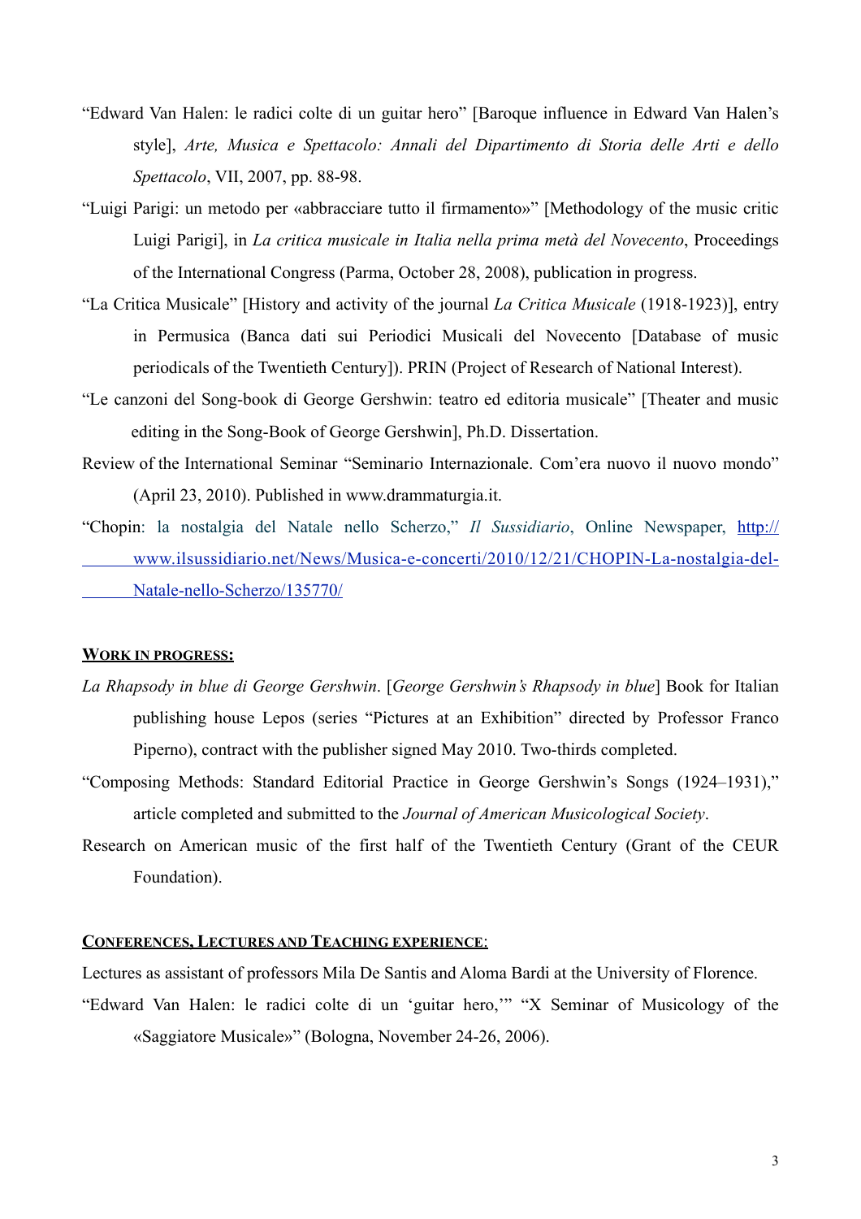"Edward Van Halen: le radici colte di un guitar hero" [Baroque influence in Edward Van Halen's style], *Arte, Musica e Spettacolo: Annali del Dipartimento di Storia delle Arti e dello Spettacolo*, VII, 2007, pp. 88-98.

"Luigi Parigi: un metodo per «abbracciare tutto il firmamento»" [Methodology of the music critic Luigi Parigi], in *La critica musicale in Italia nella prima metà del Novecento*, Proceedings of the International Congress (Parma, October 28, 2008), publication in progress.

"La Critica Musicale" [History and activity of the journal *La Critica Musicale* (1918-1923)], entry in Permusica (Banca dati sui Periodici Musicali del Novecento [Database of music periodicals of the Twentieth Century]). PRIN (Project of Research of National Interest).

"Le canzoni del Song-book di George Gershwin: teatro ed editoria musicale" [Theater and music editing in the Song-Book of George Gershwin], Ph.D. Dissertation.

Review of the International Seminar "Seminario Internazionale. Com'era nuovo il nuovo mondo" (April 23, 2010). Published in www.drammaturgia.it.

"Chopin: la nostalgia del Natale nello Scherzo," *Il Sussidiario*, Online Newspaper, [http://www.ilsussidiario.net/News/Musica-e-concerti/2010/12/21/CHOPIN-La-nostalgia-del-Natale-nello-Scherzo/135770/](http://www.ilsussidiario.net/News/Musica-e-concerti/2010/12/21/CHOPIN-La-nostalgia-del-Natale-nello-Scherzo/135770/)

## WORK IN PROGRESS:

*La Rhapsody in blue di George Gershwin*. [*George Gershwin's Rhapsody in blue*] Book for Italian publishing house Lepos (series "Pictures at an Exhibition" directed by Professor Franco Piperno), contract with the publisher signed May 2010. Two-thirds completed.

"Composing Methods: Standard Editorial Practice in George Gershwin's Songs (1924–1931)," article completed and submitted to the *Journal of American Musicological Society*.

Research on American music of the first half of the Twentieth Century (Grant of the CEUR Foundation).

## CONFERENCES, LECTURES AND TEACHING EXPERIENCE:

Lectures as assistant of professors Mila De Santis and Aloma Bardi at the University of Florence.

"Edward Van Halen: le radici colte di un 'guitar hero,'" "X Seminar of Musicology of the «Saggiatore Musicale»" (Bologna, November 24-26, 2006).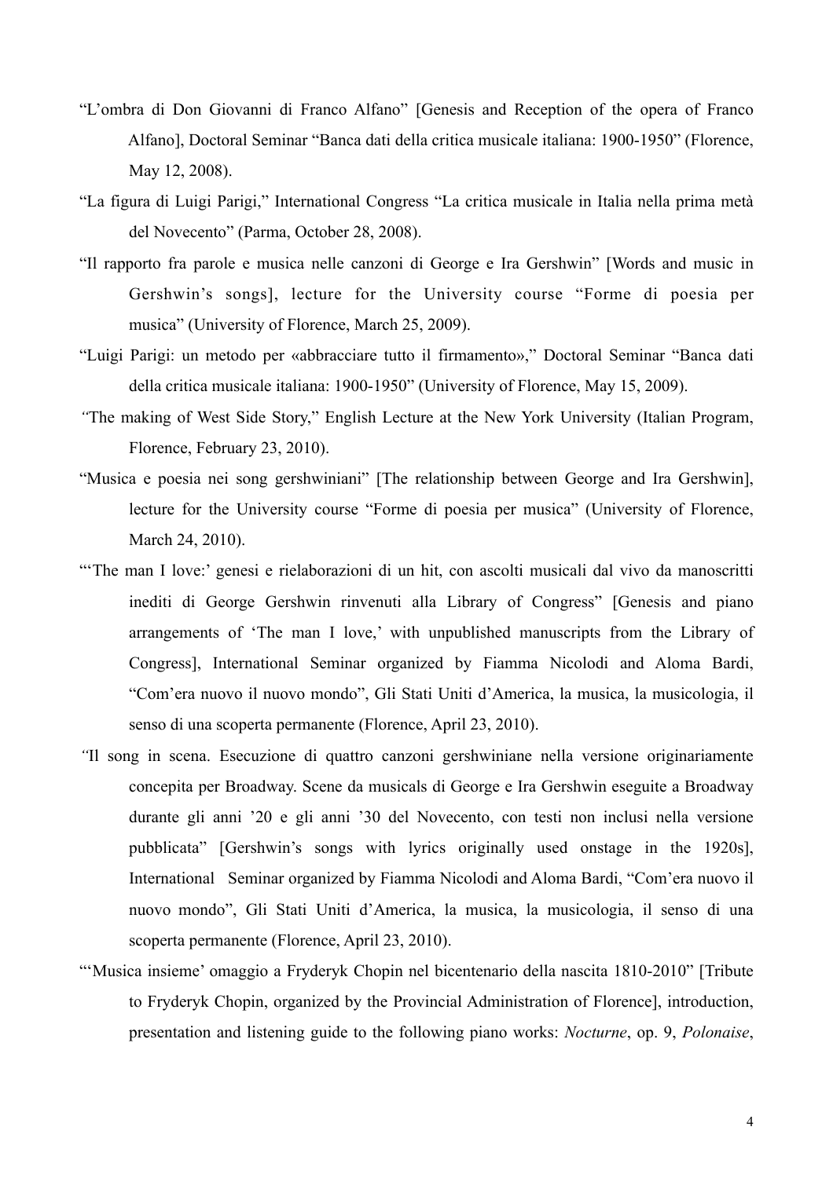"L'ombra di Don Giovanni di Franco Alfano" [Genesis and Reception of the opera of Franco Alfano], Doctoral Seminar "Banca dati della critica musicale italiana: 1900-1950" (Florence, May 12, 2008).

"La figura di Luigi Parigi," International Congress "La critica musicale in Italia nella prima metà del Novecento" (Parma, October 28, 2008).

"Il rapporto fra parole e musica nelle canzoni di George e Ira Gershwin" [Words and music in Gershwin's songs], lecture for the University course "Forme di poesia per musica" (University of Florence, March 25, 2009).

"Luigi Parigi: un metodo per «abbracciare tutto il firmamento»," Doctoral Seminar "Banca dati della critica musicale italiana: 1900-1950" (University of Florence, May 15, 2009).

"The making of West Side Story," English Lecture at the New York University (Italian Program, Florence, February 23, 2010).

"Musica e poesia nei song gershwiniani" [The relationship between George and Ira Gershwin], lecture for the University course "Forme di poesia per musica" (University of Florence, March 24, 2010).

"'The man I love:' genesi e rielaborazioni di un hit, con ascolti musicali dal vivo da manoscritti inediti di George Gershwin rinvenuti alla Library of Congress" [Genesis and piano arrangements of 'The man I love,' with unpublished manuscripts from the Library of Congress], International Seminar organized by Fiamma Nicolodi and Aloma Bardi, "Com'era nuovo il nuovo mondo", Gli Stati Uniti d'America, la musica, la musicologia, il senso di una scoperta permanente (Florence, April 23, 2010).

"Il song in scena. Esecuzione di quattro canzoni gershwiniane nella versione originariamente concepita per Broadway. Scene da musicals di George e Ira Gershwin eseguite a Broadway durante gli anni '20 e gli anni '30 del Novecento, con testi non inclusi nella versione pubblicata" [Gershwin's songs with lyrics originally used onstage in the 1920s], International Seminar organized by Fiamma Nicolodi and Aloma Bardi, "Com'era nuovo il nuovo mondo", Gli Stati Uniti d'America, la musica, la musicologia, il senso di una scoperta permanente (Florence, April 23, 2010).

"'Musica insieme' omaggio a Fryderyk Chopin nel bicentenario della nascita 1810-2010" [Tribute to Fryderyk Chopin, organized by the Provincial Administration of Florence], introduction, presentation and listening guide to the following piano works: *Nocturne*, op. 9, *Polonaise*,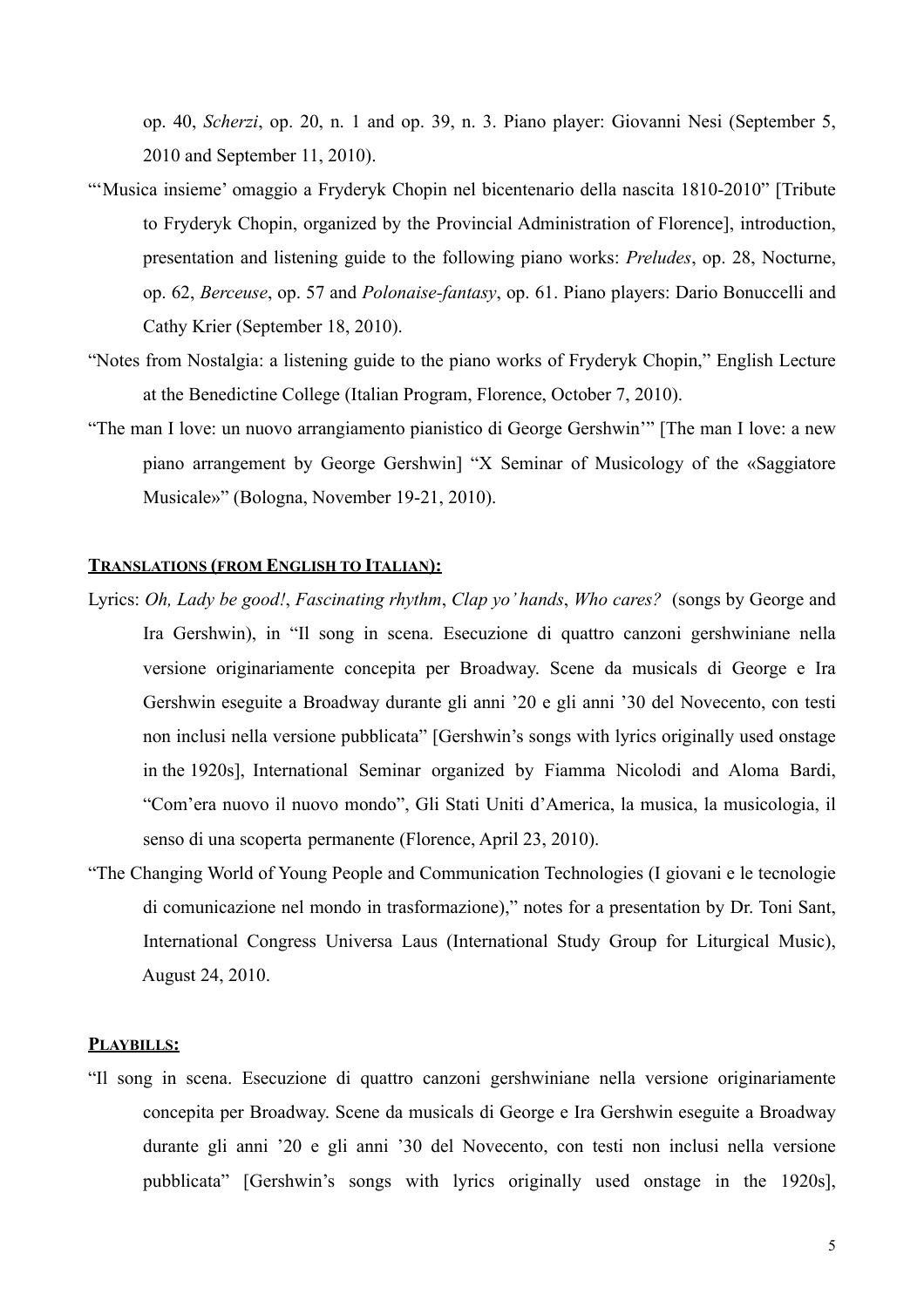op. 40, *Scherzi*, op. 20, n. 1 and op. 39, n. 3. Piano player: Giovanni Nesi (September 5, 2010 and September 11, 2010).

"'Musica insieme' omaggio a Fryderyk Chopin nel bicentenario della nascita 1810-2010" [Tribute to Fryderyk Chopin, organized by the Provincial Administration of Florence], introduction, presentation and listening guide to the following piano works: *Preludes*, op. 28, Nocturne, op. 62, *Berceuse*, op. 57 and *Polonaise-fantasy*, op. 61. Piano players: Dario Bonuccelli and Cathy Krier (September 18, 2010).

"Notes from Nostalgia: a listening guide to the piano works of Fryderyk Chopin," English Lecture at the Benedictine College (Italian Program, Florence, October 7, 2010).

"The man I love: un nuovo arrangiamento pianistico di George Gershwin'" [The man I love: a new piano arrangement by George Gershwin] "X Seminar of Musicology of the «Saggiatore Musicale»" (Bologna, November 19-21, 2010).

## TRANSLATIONS (FROM ENGLISH TO ITALIAN):

Lyrics: *Oh, Lady be good!*, *Fascinating rhythm*, *Clap yo' hands*, *Who cares?* (songs by George and Ira Gershwin), in "Il song in scena. Esecuzione di quattro canzoni gershwiniane nella versione originariamente concepita per Broadway. Scene da musicals di George e Ira Gershwin eseguite a Broadway durante gli anni '20 e gli anni '30 del Novecento, con testi non inclusi nella versione pubblicata" [Gershwin's songs with lyrics originally used onstage in the 1920s], International Seminar organized by Fiamma Nicolodi and Aloma Bardi, "Com'era nuovo il nuovo mondo", Gli Stati Uniti d'America, la musica, la musicologia, il senso di una scoperta permanente (Florence, April 23, 2010).

"The Changing World of Young People and Communication Technologies (I giovani e le tecnologie di comunicazione nel mondo in trasformazione)," notes for a presentation by Dr. Toni Sant, International Congress Universa Laus (International Study Group for Liturgical Music), August 24, 2010.

## PLAYBILLS:

"Il song in scena. Esecuzione di quattro canzoni gershwiniane nella versione originariamente concepita per Broadway. Scene da musicals di George e Ira Gershwin eseguite a Broadway durante gli anni '20 e gli anni '30 del Novecento, con testi non inclusi nella versione pubblicata" [Gershwin's songs with lyrics originally used onstage in the 1920s],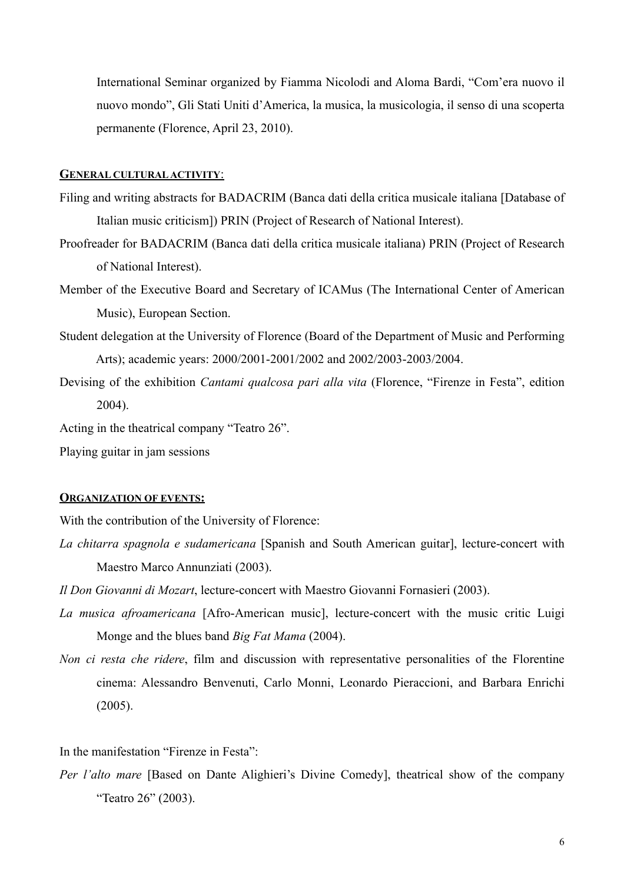International Seminar organized by Fiamma Nicolodi and Aloma Bardi, "Com'era nuovo il nuovo mondo", Gli Stati Uniti d'America, la musica, la musicologia, il senso di una scoperta permanente (Florence, April 23, 2010).

**<u>GENERAL CULTURAL ACTIVITY</u>**:

Filing and writing abstracts for BADACRIM (Banca dati della critica musicale italiana [Database of Italian music criticism]) PRIN (Project of Research of National Interest).

Proofreader for BADACRIM (Banca dati della critica musicale italiana) PRIN (Project of Research of National Interest).

Member of the Executive Board and Secretary of ICAMus (The International Center of American Music), European Section.

Student delegation at the University of Florence (Board of the Department of Music and Performing Arts); academic years: 2000/2001-2001/2002 and 2002/2003-2003/2004.

Devising of the exhibition *Cantami qualcosa pari alla vita* (Florence, "Firenze in Festa", edition 2004).

Acting in the theatrical company "Teatro 26".

Playing guitar in jam sessions

**<u>ORGANIZATION OF EVENTS:</u>**

With the contribution of the University of Florence:

*La chitarra spagnola e sudamericana* [Spanish and South American guitar], lecture-concert with Maestro Marco Annunziati (2003).

*Il Don Giovanni di Mozart*, lecture-concert with Maestro Giovanni Fornasieri (2003).

*La musica afroamericana* [Afro-American music], lecture-concert with the music critic Luigi Monge and the blues band *Big Fat Mama* (2004).

*Non ci resta che ridere*, film and discussion with representative personalities of the Florentine cinema: Alessandro Benvenuti, Carlo Monni, Leonardo Pieraccioni, and Barbara Enrichi (2005).

In the manifestation "Firenze in Festa":

*Per l'alto mare* [Based on Dante Alighieri's Divine Comedy], theatrical show of the company "Teatro 26" (2003).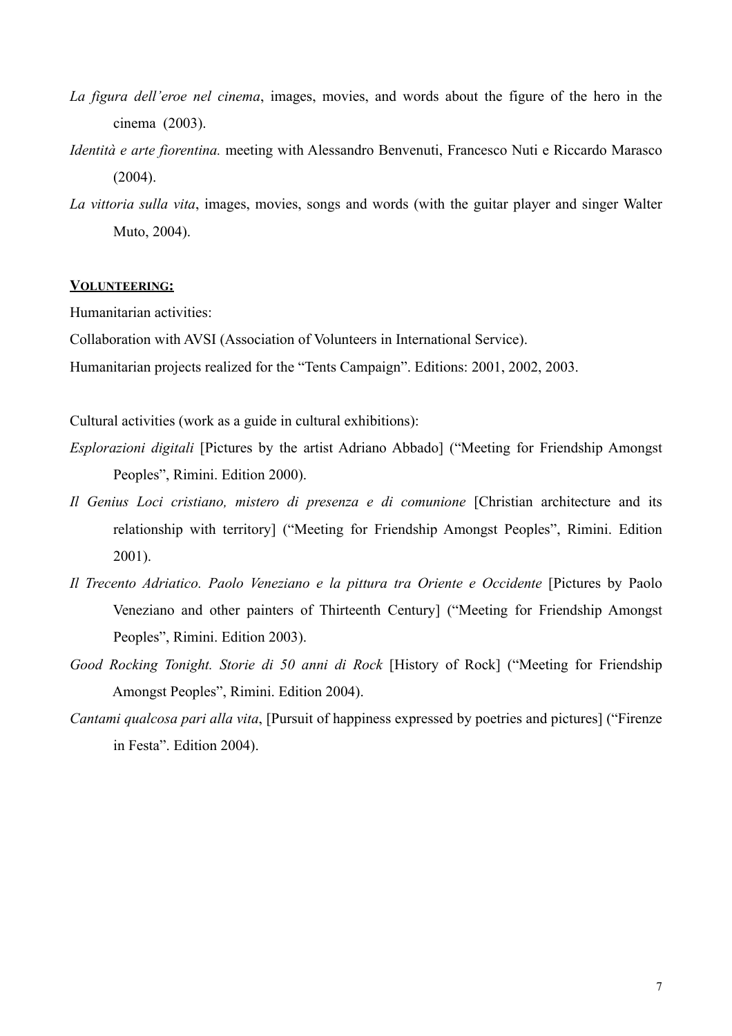*La figura dell'eroe nel cinema*, images, movies, and words about the figure of the hero in the cinema (2003).

*Identità e arte fiorentina.* meeting with Alessandro Benvenuti, Francesco Nuti e Riccardo Marasco (2004).

*La vittoria sulla vita*, images, movies, songs and words (with the guitar player and singer Walter Muto, 2004).

**VOLUNTEERING:**

Humanitarian activities:

Collaboration with AVSI (Association of Volunteers in International Service).

Humanitarian projects realized for the "Tents Campaign". Editions: 2001, 2002, 2003.

Cultural activities (work as a guide in cultural exhibitions):

*Esplorazioni digitali* [Pictures by the artist Adriano Abbado] ("Meeting for Friendship Amongst Peoples", Rimini. Edition 2000).

*Il Genius Loci cristiano, mistero di presenza e di comunione* [Christian architecture and its relationship with territory] ("Meeting for Friendship Amongst Peoples", Rimini. Edition 2001).

*Il Trecento Adriatico. Paolo Veneziano e la pittura tra Oriente e Occidente* [Pictures by Paolo Veneziano and other painters of Thirteenth Century] ("Meeting for Friendship Amongst Peoples", Rimini. Edition 2003).

*Good Rocking Tonight. Storie di 50 anni di Rock* [History of Rock] ("Meeting for Friendship Amongst Peoples", Rimini. Edition 2004).

*Cantami qualcosa pari alla vita*, [Pursuit of happiness expressed by poetries and pictures] ("Firenze in Festa". Edition 2004).